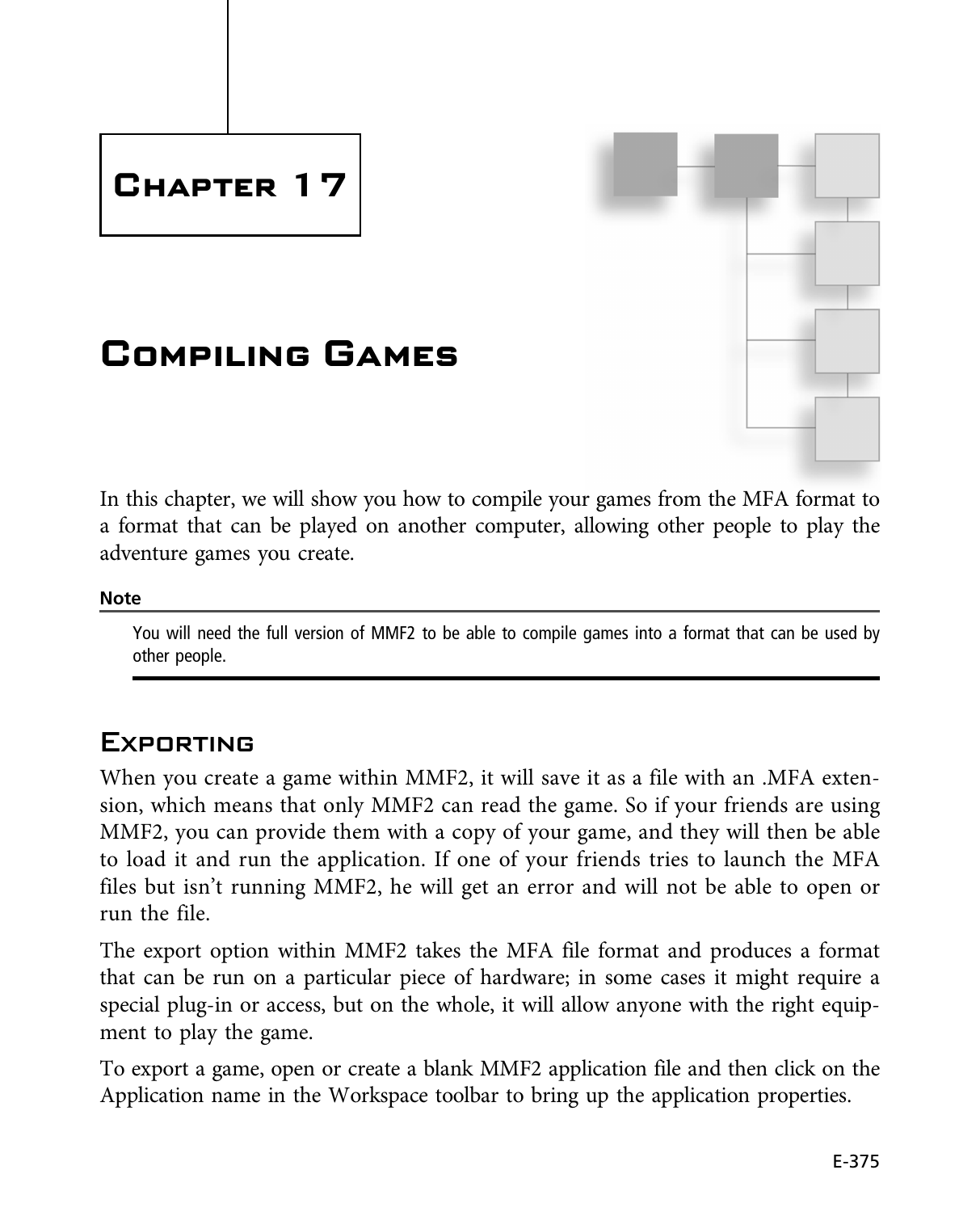# Chapter 17

# Compiling Games

In this chapter, we will show you how to compile your games from the MFA format to a format that can be played on another computer, allowing other people to play the adventure games you create.

**Note**

> You will need the full version of MMF2 to be able to compile games into a format that can be used by other people.

## Exporting

When you create a game within MMF2, it will save it as a file with an .MFA extension, which means that only MMF2 can read the game. So if your friends are using MMF2, you can provide them with a copy of your game, and they will then be able to load it and run the application. If one of your friends tries to launch the MFA files but isn't running MMF2, he will get an error and will not be able to open or run the file.

The export option within MMF2 takes the MFA file format and produces a format that can be run on a particular piece of hardware; in some cases it might require a special plug-in or access, but on the whole, it will allow anyone with the right equipment to play the game.

To export a game, open or create a blank MMF2 application file and then click on the Application name in the Workspace toolbar to bring up the application properties.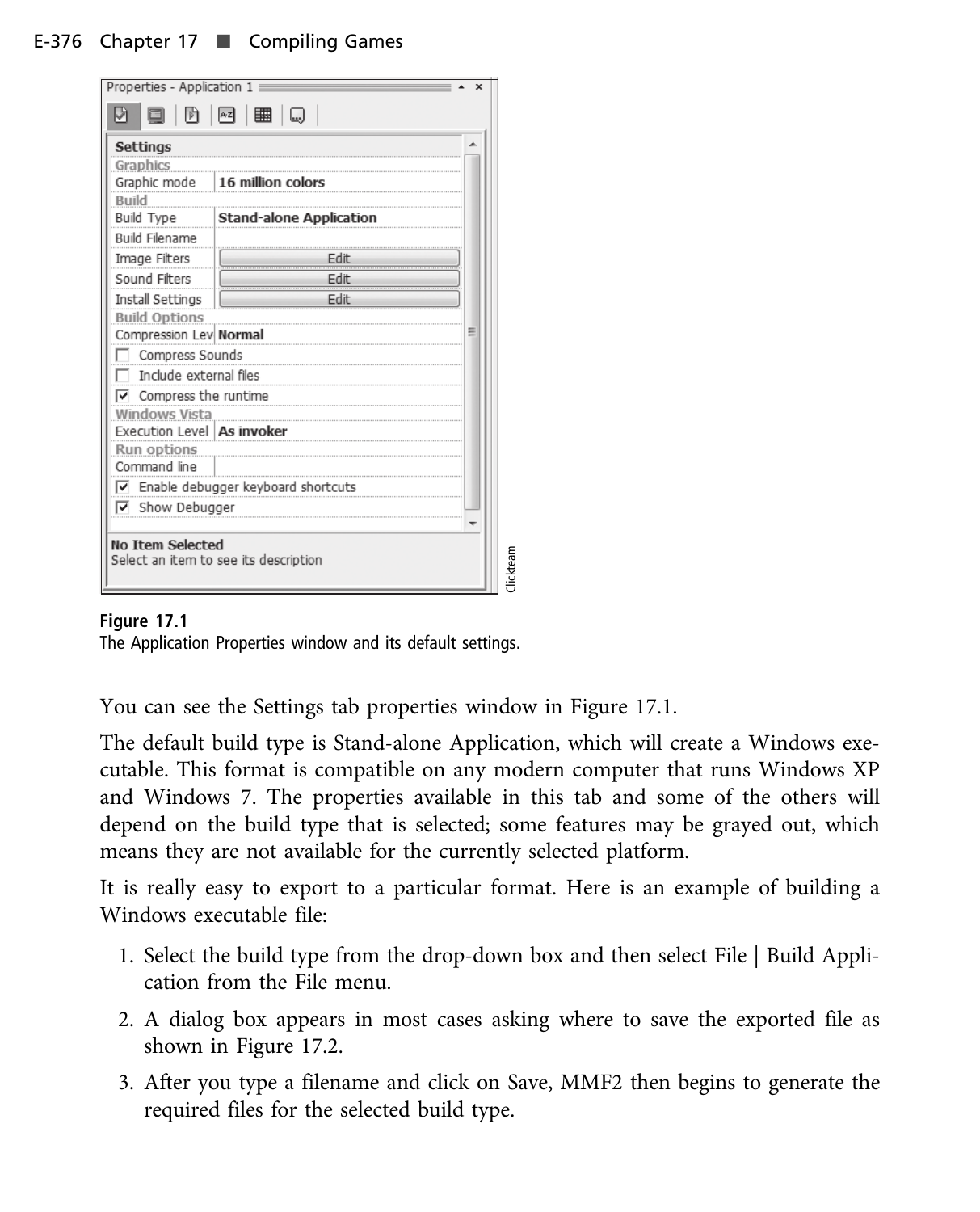Figure 17.1
The Application Properties window and its default settings.

You can see the Settings tab properties window in Figure 17.1.

The default build type is Stand-alone Application, which will create a Windows executable. This format is compatible on any modern computer that runs Windows XP and Windows 7. The properties available in this tab and some of the others will depend on the build type that is selected; some features may be grayed out, which means they are not available for the currently selected platform.

It is really easy to export to a particular format. Here is an example of building a Windows executable file:

1. Select the build type from the drop-down box and then select File | Build Application from the File menu.
2. A dialog box appears in most cases asking where to save the exported file as shown in Figure 17.2.
3. After you type a filename and click on Save, MMF2 then begins to generate the required files for the selected build type.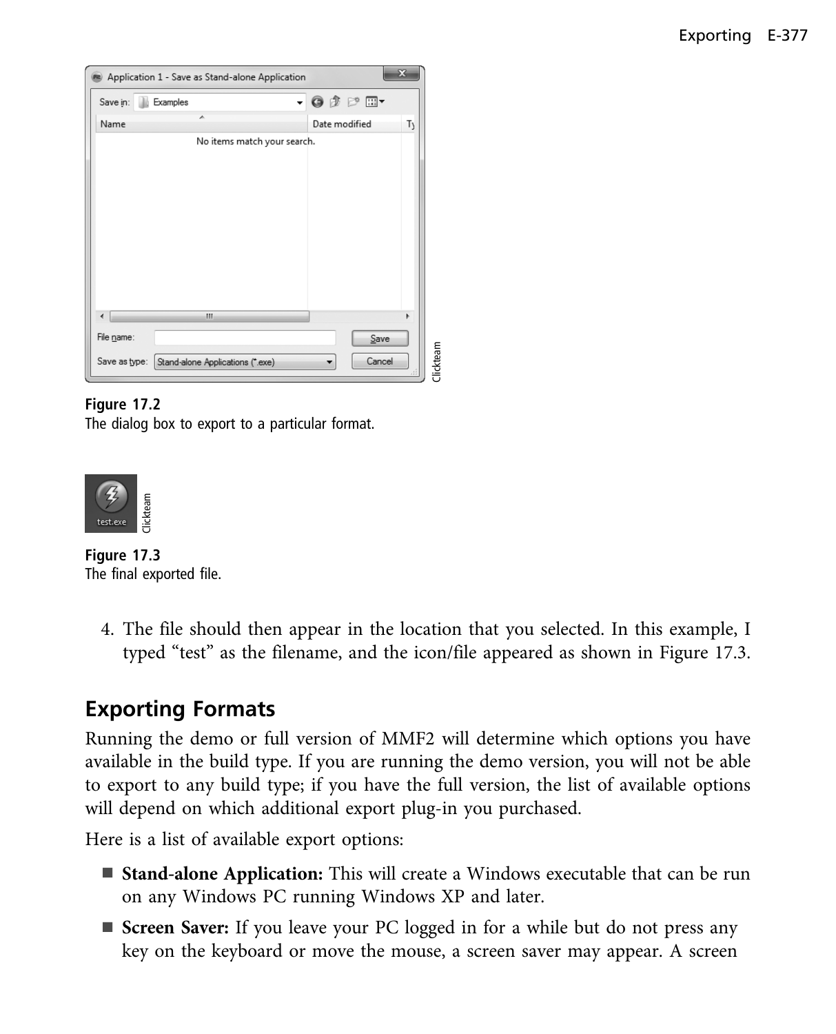Figure 17.2
The dialog box to export to a particular format.

Figure 17.3
The final exported file.

4. The file should then appear in the location that you selected. In this example, I typed "test" as the filename, and the icon/file appeared as shown in Figure 17.3.

## Exporting Formats

Running the demo or full version of MMF2 will determine which options you have available in the build type. If you are running the demo version, you will not be able to export to any build type; if you have the full version, the list of available options will depend on which additional export plug-in you purchased.

Here is a list of available export options:

- **Stand-alone Application:** This will create a Windows executable that can be run on any Windows PC running Windows XP and later.
- **Screen Saver:** If you leave your PC logged in for a while but do not press any key on the keyboard or move the mouse, a screen saver may appear. A screen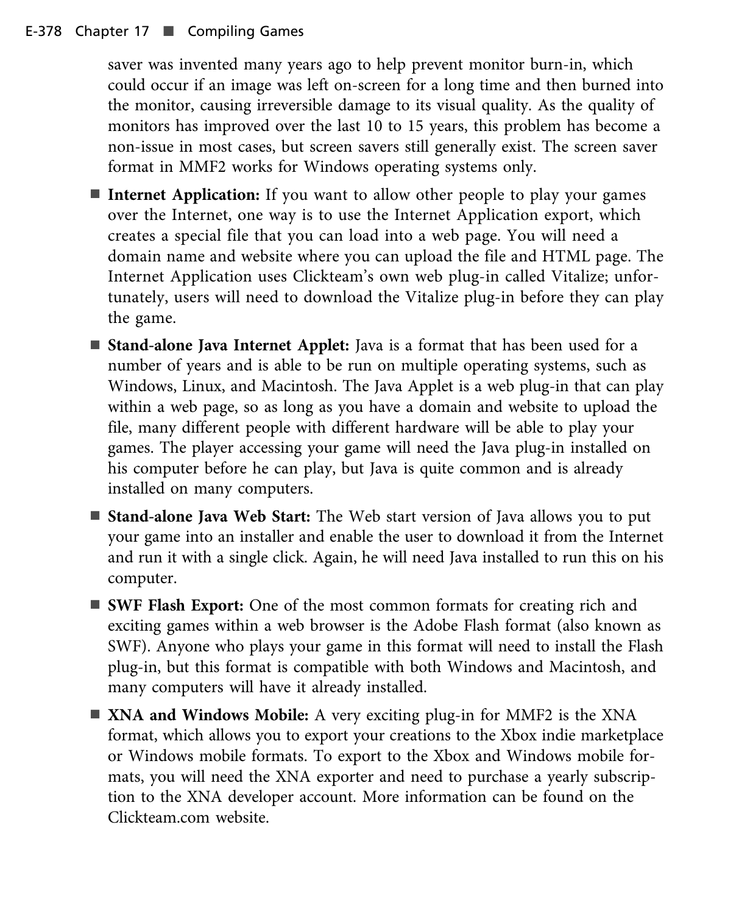saver was invented many years ago to help prevent monitor burn-in, which could occur if an image was left on-screen for a long time and then burned into the monitor, causing irreversible damage to its visual quality. As the quality of monitors has improved over the last 10 to 15 years, this problem has become a non-issue in most cases, but screen savers still generally exist. The screen saver format in MMF2 works for Windows operating systems only.

- **Internet Application:** If you want to allow other people to play your games over the Internet, one way is to use the Internet Application export, which creates a special file that you can load into a web page. You will need a domain name and website where you can upload the file and HTML page. The Internet Application uses Clickteam's own web plug-in called Vitalize; unfortunately, users will need to download the Vitalize plug-in before they can play the game.
- **Stand-alone Java Internet Applet:** Java is a format that has been used for a number of years and is able to be run on multiple operating systems, such as Windows, Linux, and Macintosh. The Java Applet is a web plug-in that can play within a web page, so as long as you have a domain and website to upload the file, many different people with different hardware will be able to play your games. The player accessing your game will need the Java plug-in installed on his computer before he can play, but Java is quite common and is already installed on many computers.
- **Stand-alone Java Web Start:** The Web start version of Java allows you to put your game into an installer and enable the user to download it from the Internet and run it with a single click. Again, he will need Java installed to run this on his computer.
- **SWF Flash Export:** One of the most common formats for creating rich and exciting games within a web browser is the Adobe Flash format (also known as SWF). Anyone who plays your game in this format will need to install the Flash plug-in, but this format is compatible with both Windows and Macintosh, and many computers will have it already installed.
- **XNA and Windows Mobile:** A very exciting plug-in for MMF2 is the XNA format, which allows you to export your creations to the Xbox indie marketplace or Windows mobile formats. To export to the Xbox and Windows mobile formats, you will need the XNA exporter and need to purchase a yearly subscription to the XNA developer account. More information can be found on the Clickteam.com website.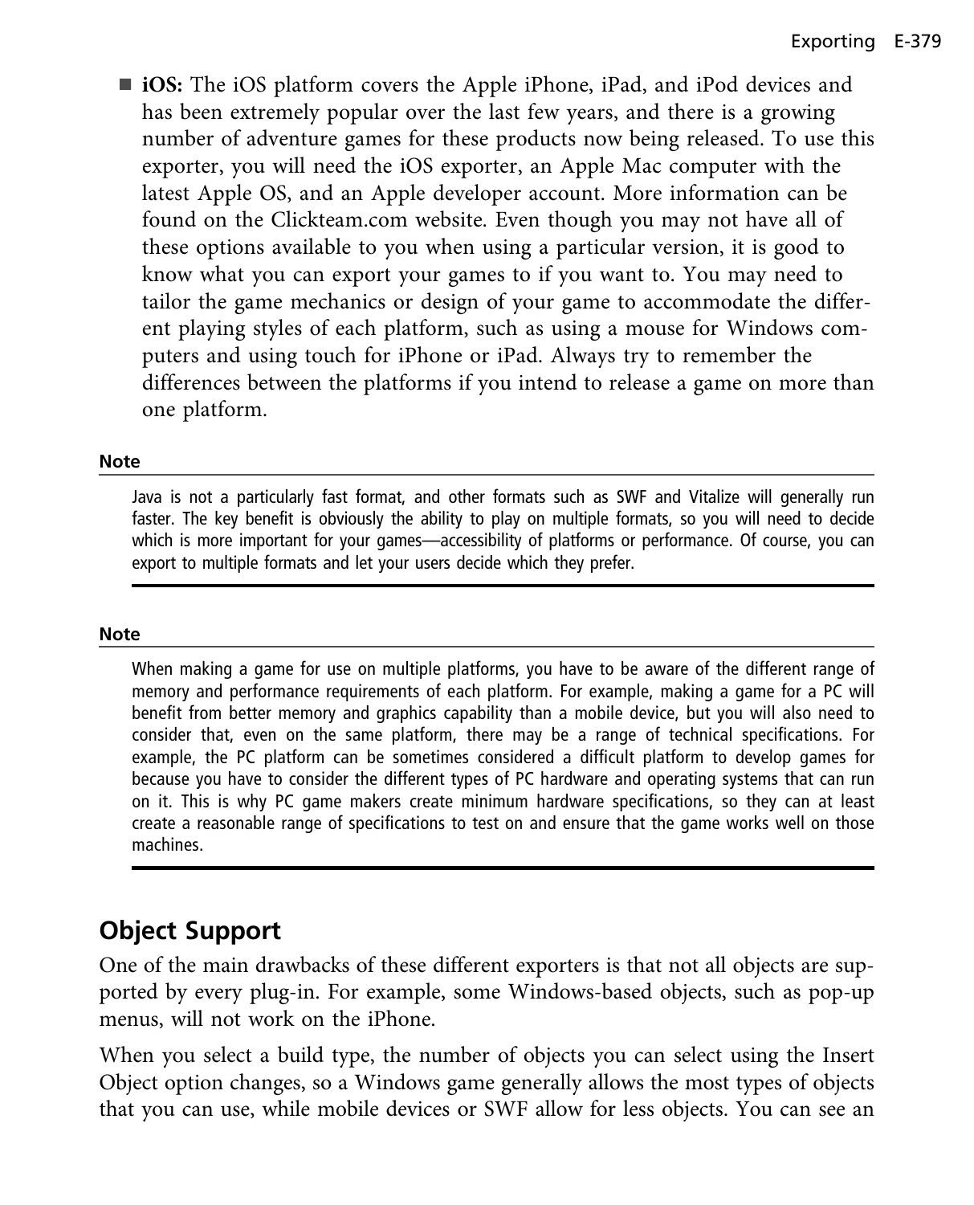- **iOS:** The iOS platform covers the Apple iPhone, iPad, and iPod devices and has been extremely popular over the last few years, and there is a growing number of adventure games for these products now being released. To use this exporter, you will need the iOS exporter, an Apple Mac computer with the latest Apple OS, and an Apple developer account. More information can be found on the Clickteam.com website. Even though you may not have all of these options available to you when using a particular version, it is good to know what you can export your games to if you want to. You may need to tailor the game mechanics or design of your game to accommodate the different playing styles of each platform, such as using a mouse for Windows computers and using touch for iPhone or iPad. Always try to remember the differences between the platforms if you intend to release a game on more than one platform.

**Note**

Java is not a particularly fast format, and other formats such as SWF and Vitalize will generally run faster. The key benefit is obviously the ability to play on multiple formats, so you will need to decide which is more important for your games—accessibility of platforms or performance. Of course, you can export to multiple formats and let your users decide which they prefer.

**Note**

When making a game for use on multiple platforms, you have to be aware of the different range of memory and performance requirements of each platform. For example, making a game for a PC will benefit from better memory and graphics capability than a mobile device, but you will also need to consider that, even on the same platform, there may be a range of technical specifications. For example, the PC platform can be sometimes considered a difficult platform to develop games for because you have to consider the different types of PC hardware and operating systems that can run on it. This is why PC game makers create minimum hardware specifications, so they can at least create a reasonable range of specifications to test on and ensure that the game works well on those machines.

## Object Support

One of the main drawbacks of these different exporters is that not all objects are supported by every plug-in. For example, some Windows-based objects, such as pop-up menus, will not work on the iPhone.

When you select a build type, the number of objects you can select using the Insert Object option changes, so a Windows game generally allows the most types of objects that you can use, while mobile devices or SWF allow for less objects. You can see an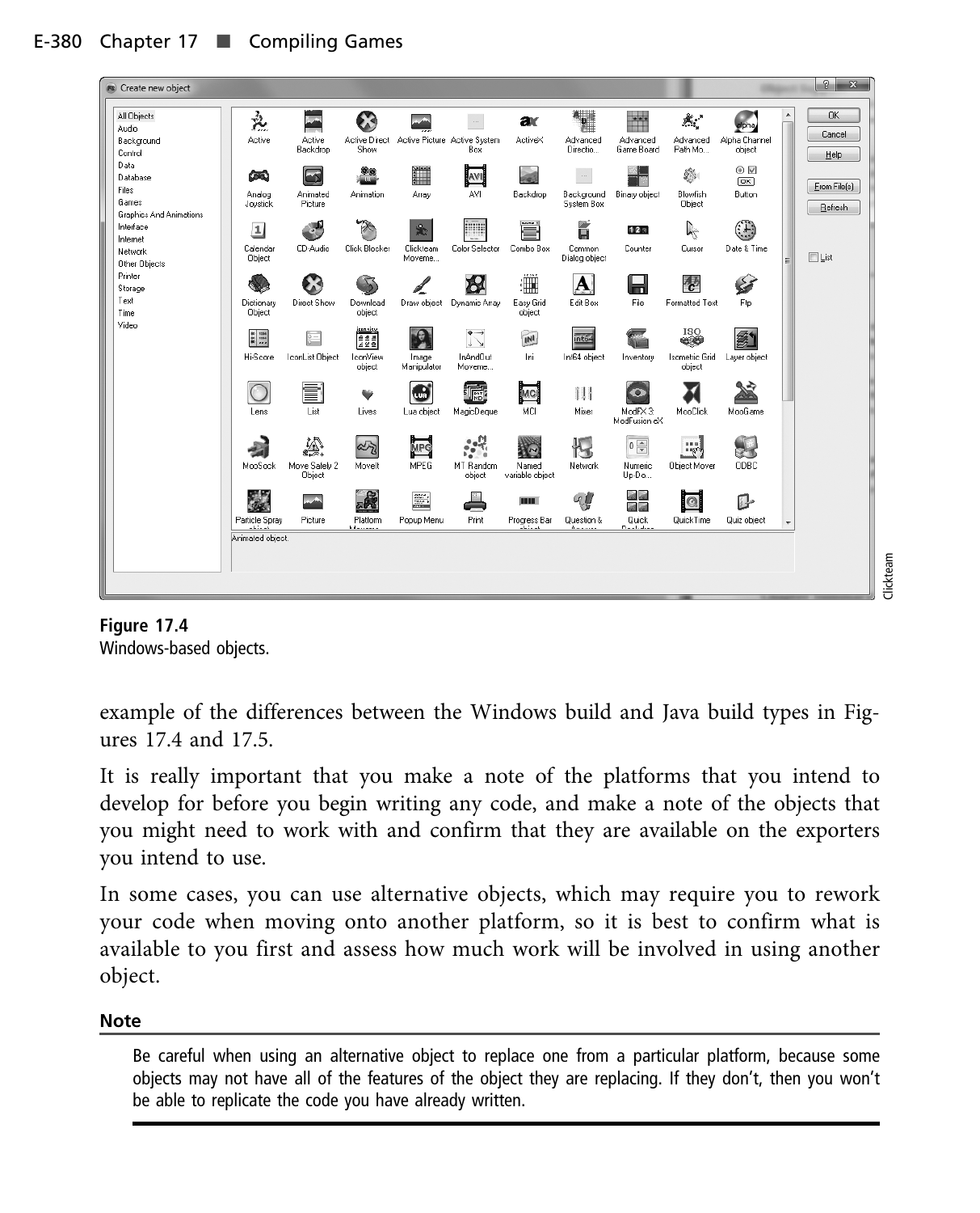Figure 17.4
Windows-based objects.

example of the differences between the Windows build and Java build types in Figures 17.4 and 17.5.

It is really important that you make a note of the platforms that you intend to develop for before you begin writing any code, and make a note of the objects that you might need to work with and confirm that they are available on the exporters you intend to use.

In some cases, you can use alternative objects, which may require you to rework your code when moving onto another platform, so it is best to confirm what is available to you first and assess how much work will be involved in using another object.

**Note**

Be careful when using an alternative object to replace one from a particular platform, because some objects may not have all of the features of the object they are replacing. If they don't, then you won't be able to replicate the code you have already written.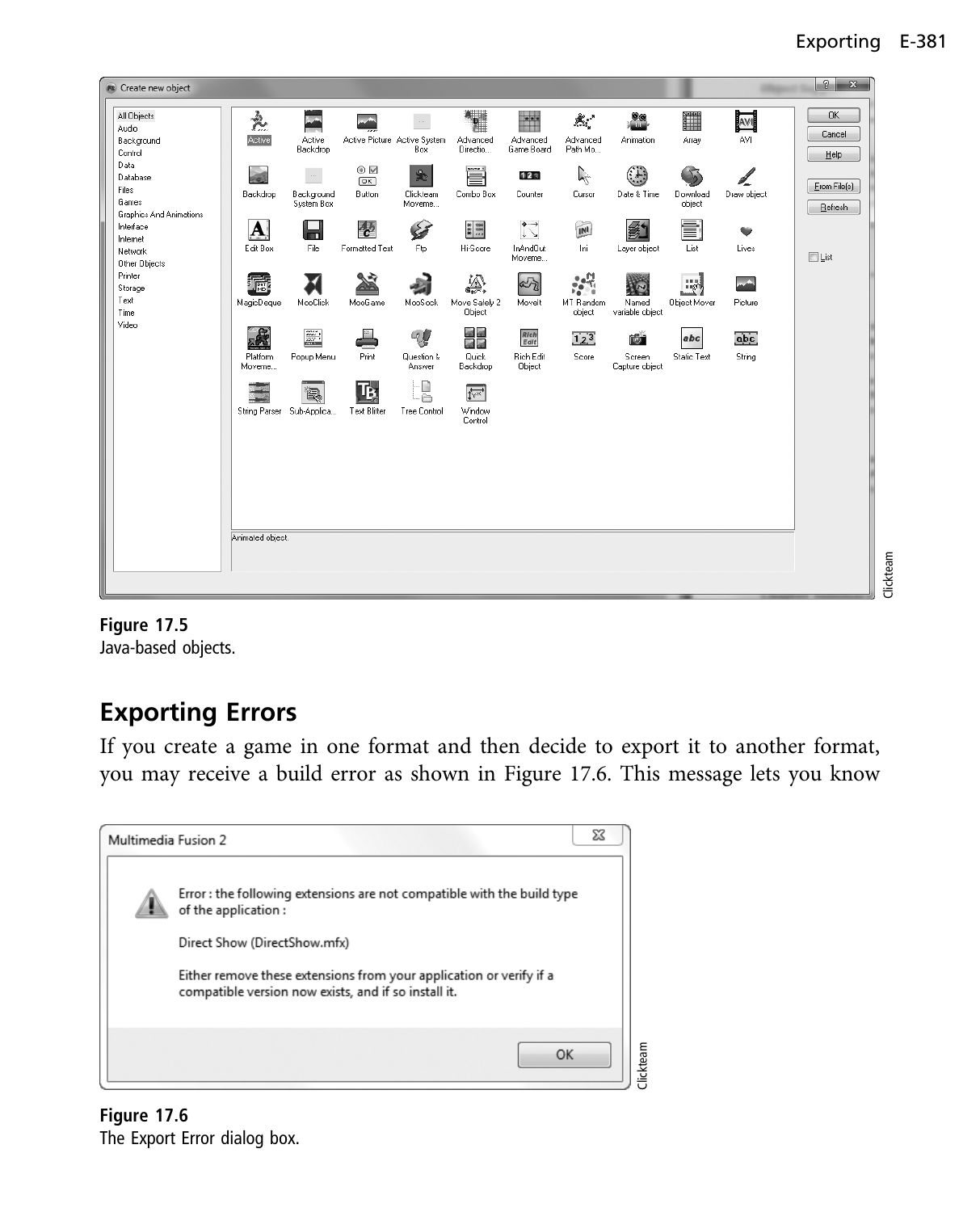Figure 17.5
Java-based objects.

## Exporting Errors

If you create a game in one format and then decide to export it to another format, you may receive a build error as shown in Figure 17.6. This message lets you know

Figure 17.6
The Export Error dialog box.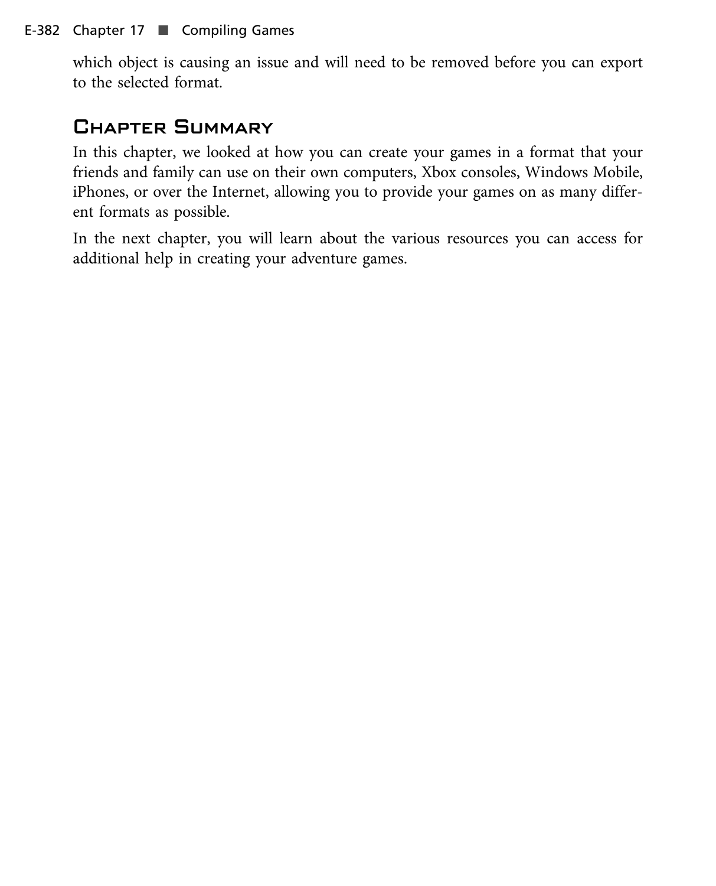which object is causing an issue and will need to be removed before you can export to the selected format.

## Chapter Summary

In this chapter, we looked at how you can create your games in a format that your friends and family can use on their own computers, Xbox consoles, Windows Mobile, iPhones, or over the Internet, allowing you to provide your games on as many different formats as possible.

In the next chapter, you will learn about the various resources you can access for additional help in creating your adventure games.